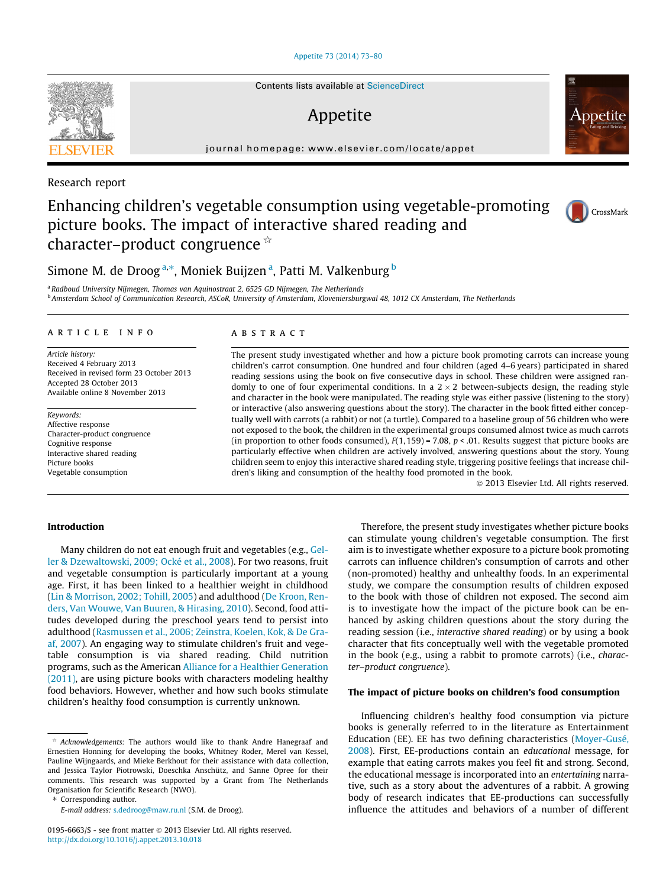Research report

# Enhancing children's vegetable consumption using vegetable-promoting picture books. The impact of interactive shared reading and character–product congruence ☆

Simone M. de Droog [a,*], Moniek Buijzen [a], Patti M. Valkenburg [b]

[a] Radboud University Nijmegen, Thomas van Aquinostraat 2, 6525 GD Nijmegen, The Netherlands

[b] Amsterdam School of Communication Research, ASCoR, University of Amsterdam, Kloveniersburgwal 48, 1012 CX Amsterdam, The Netherlands

## ARTICLE INFO

*Article history:*
Received 4 February 2013
Received in revised form 23 October 2013
Accepted 28 October 2013
Available online 8 November 2013

*Keywords:*
Affective response
Character-product congruence
Cognitive response
Interactive shared reading
Picture books
Vegetable consumption

## ABSTRACT

The present study investigated whether and how a picture book promoting carrots can increase young children's carrot consumption. One hundred and four children (aged 4–6 years) participated in shared reading sessions using the book on five consecutive days in school. These children were assigned randomly to one of four experimental conditions. In a $2 \times 2$ between-subjects design, the reading style and character in the book were manipulated. The reading style was either passive (listening to the story) or interactive (also answering questions about the story). The character in the book fitted either conceptually well with carrots (a rabbit) or not (a turtle). Compared to a baseline group of 56 children who were not exposed to the book, the children in the experimental groups consumed almost twice as much carrots (in proportion to other foods consumed), $F(1,159) = 7.08$, $p < .01$. Results suggest that picture books are particularly effective when children are actively involved, answering questions about the story. Young children seem to enjoy this interactive shared reading style, triggering positive feelings that increase children's liking and consumption of the healthy food promoted in the book.

© 2013 Elsevier Ltd. All rights reserved.

## Introduction

Many children do not eat enough fruit and vegetables (e.g., Geller & Dzewaltowski, 2009; Ocké et al., 2008). For two reasons, fruit and vegetable consumption is particularly important at a young age. First, it has been linked to a healthier weight in childhood (Lin & Morrison, 2002; Tohill, 2005) and adulthood (De Kroon, Renders, Van Wouwe, Van Buuren, & Hirasing, 2010). Second, food attitudes developed during the preschool years tend to persist into adulthood (Rasmussen et al., 2006; Zeinstra, Koelen, Kok, & De Graaf, 2007). An engaging way to stimulate children's fruit and vegetable consumption is via shared reading. Child nutrition programs, such as the American Alliance for a Healthier Generation (2011), are using picture books with characters modeling healthy food behaviors. However, whether and how such books stimulate children's healthy food consumption is currently unknown.

Therefore, the present study investigates whether picture books can stimulate young children's vegetable consumption. The first aim is to investigate whether exposure to a picture book promoting carrots can influence children's consumption of carrots and other (non-promoted) healthy and unhealthy foods. In an experimental study, we compare the consumption results of children exposed to the book with those of children not exposed. The second aim is to investigate how the impact of the picture book can be enhanced by asking children questions about the story during the reading session (i.e., *interactive shared reading*) or by using a book character that fits conceptually well with the vegetable promoted in the book (e.g., using a rabbit to promote carrots) (i.e., *character–product congruence*).

## The impact of picture books on children's food consumption

Influencing children's healthy food consumption via picture books is generally referred to in the literature as Entertainment Education (EE). EE has two defining characteristics (Moyer-Gusé, 2008). First, EE-productions contain an *educational* message, for example that eating carrots makes you feel fit and strong. Second, the educational message is incorporated into an *entertaining* narrative, such as a story about the adventures of a rabbit. A growing body of research indicates that EE-productions can successfully influence the attitudes and behaviors of a number of different

☆ *Acknowledgements:* The authors would like to thank Andre Hanegraaf and Ernestien Honning for developing the books, Whitney Roder, Merel van Kessel, Pauline Wijngaards, and Mieke Berkhout for their assistance with data collection, and Jessica Taylor Piotrowski, Doeschka Anschütz, and Sanne Opree for their comments. This research was supported by a Grant from The Netherlands Organisation for Scientific Research (NWO).

\* Corresponding author.

E-mail address: s.dedroog@maw.ru.nl (S.M. de Droog).

0195-6663/$ - see front matter © 2013 Elsevier Ltd. All rights reserved.
http://dx.doi.org/10.1016/j.appet.2013.10.018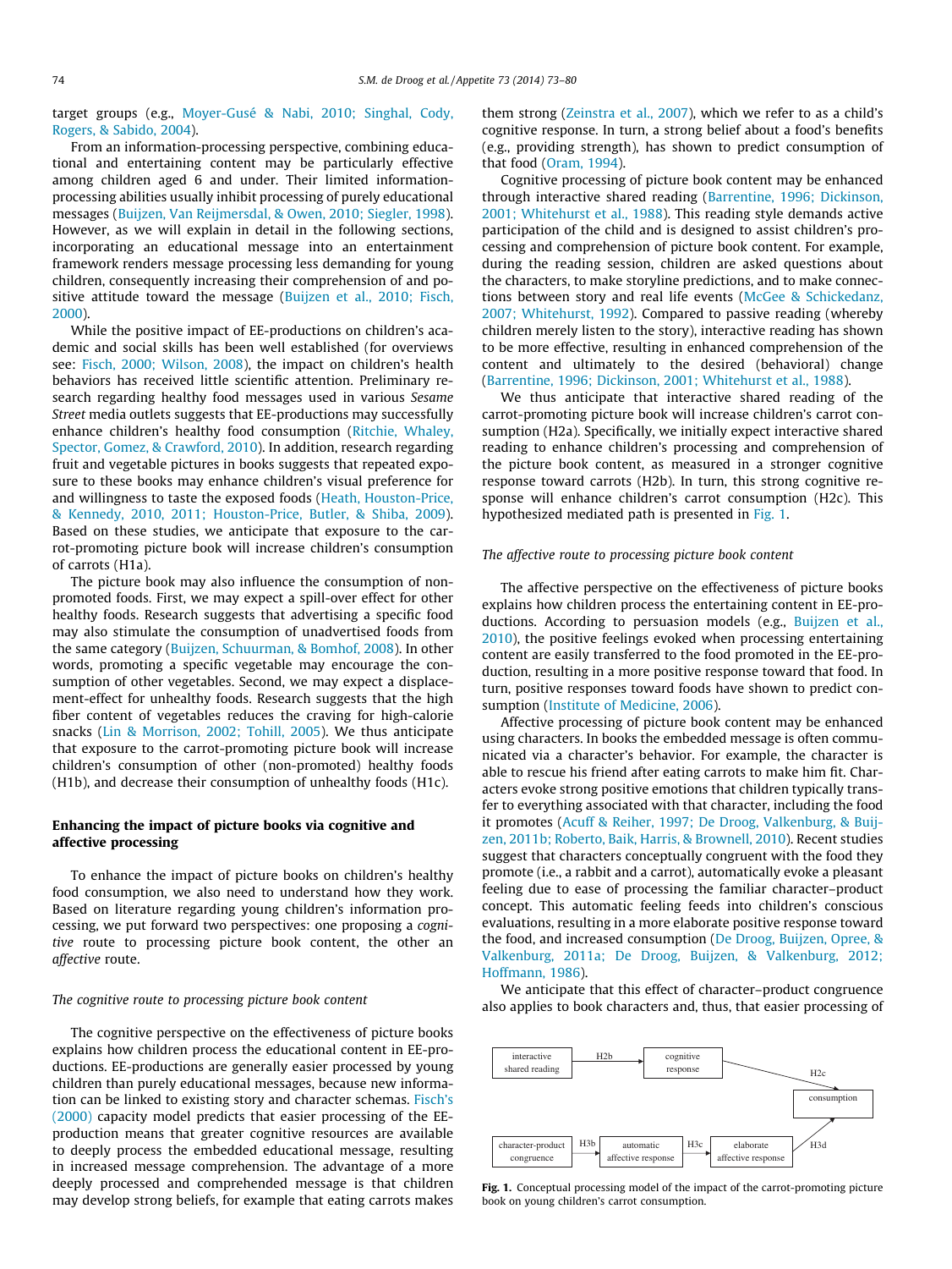target groups (e.g., Moyer-Gusé & Nabi, 2010; Singhal, Cody, Rogers, & Sabido, 2004).

From an information-processing perspective, combining educational and entertaining content may be particularly effective among children aged 6 and under. Their limited information-processing abilities usually inhibit processing of purely educational messages (Buijzen, Van Reijmersdal, & Owen, 2010; Siegler, 1998). However, as we will explain in detail in the following sections, incorporating an educational message into an entertainment framework renders message processing less demanding for young children, consequently increasing their comprehension of and positive attitude toward the message (Buijzen et al., 2010; Fisch, 2000).

While the positive impact of EE-productions on children's academic and social skills has been well established (for overviews see: Fisch, 2000; Wilson, 2008), the impact on children's health behaviors has received little scientific attention. Preliminary research regarding healthy food messages used in various *Sesame Street* media outlets suggests that EE-productions may successfully enhance children's healthy food consumption (Ritchie, Whaley, Spector, Gomez, & Crawford, 2010). In addition, research regarding fruit and vegetable pictures in books suggests that repeated exposure to these books may enhance children's visual preference for and willingness to taste the exposed foods (Heath, Houston-Price, & Kennedy, 2010, 2011; Houston-Price, Butler, & Shiba, 2009). Based on these studies, we anticipate that exposure to the carrot-promoting picture book will increase children's consumption of carrots (H1a).

The picture book may also influence the consumption of non-promoted foods. First, we may expect a spill-over effect for other healthy foods. Research suggests that advertising a specific food may also stimulate the consumption of unadvertised foods from the same category (Buijzen, Schuurman, & Bomhof, 2008). In other words, promoting a specific vegetable may encourage the consumption of other vegetables. Second, we may expect a displacement-effect for unhealthy foods. Research suggests that the high fiber content of vegetables reduces the craving for high-calorie snacks (Lin & Morrison, 2002; Tohill, 2005). We thus anticipate that exposure to the carrot-promoting picture book will increase children's consumption of other (non-promoted) healthy foods (H1b), and decrease their consumption of unhealthy foods (H1c).

## Enhancing the impact of picture books via cognitive and affective processing

To enhance the impact of picture books on children's healthy food consumption, we also need to understand how they work. Based on literature regarding young children's information processing, we put forward two perspectives: one proposing a *cognitive* route to processing picture book content, the other an *affective* route.

### *The cognitive route to processing picture book content*

The cognitive perspective on the effectiveness of picture books explains how children process the educational content in EE-productions. EE-productions are generally easier processed by young children than purely educational messages, because new information can be linked to existing story and character schemas. Fisch's (2000) capacity model predicts that easier processing of the EE-production means that greater cognitive resources are available to deeply process the embedded educational message, resulting in increased message comprehension. The advantage of a more deeply processed and comprehended message is that children may develop strong beliefs, for example that eating carrots makes them strong (Zeinstra et al., 2007), which we refer to as a child's cognitive response. In turn, a strong belief about a food's benefits (e.g., providing strength), has shown to predict consumption of that food (Oram, 1994).

Cognitive processing of picture book content may be enhanced through interactive shared reading (Barrentine, 1996; Dickinson, 2001; Whitehurst et al., 1988). This reading style demands active participation of the child and is designed to assist children's processing and comprehension of picture book content. For example, during the reading session, children are asked questions about the characters, to make storyline predictions, and to make connections between story and real life events (McGee & Schickedanz, 2007; Whitehurst, 1992). Compared to passive reading (whereby children merely listen to the story), interactive reading has shown to be more effective, resulting in enhanced comprehension of the content and ultimately to the desired (behavioral) change (Barrentine, 1996; Dickinson, 2001; Whitehurst et al., 1988).

We thus anticipate that interactive shared reading of the carrot-promoting picture book will increase children's carrot consumption (H2a). Specifically, we initially expect interactive shared reading to enhance children's processing and comprehension of the picture book content, as measured in a stronger cognitive response toward carrots (H2b). In turn, this strong cognitive response will enhance children's carrot consumption (H2c). This hypothesized mediated path is presented in Fig. 1.

### *The affective route to processing picture book content*

The affective perspective on the effectiveness of picture books explains how children process the entertaining content in EE-productions. According to persuasion models (e.g., Buijzen et al., 2010), the positive feelings evoked when processing entertaining content are easily transferred to the food promoted in the EE-production, resulting in a more positive response toward that food. In turn, positive responses toward foods have shown to predict consumption (Institute of Medicine, 2006).

Affective processing of picture book content may be enhanced using characters. In books the embedded message is often communicated via a character's behavior. For example, the character is able to rescue his friend after eating carrots to make him fit. Characters evoke strong positive emotions that children typically transfer to everything associated with that character, including the food it promotes (Acuff & Reiher, 1997; De Droog, Valkenburg, & Buijzen, 2011b; Roberto, Baik, Harris, & Brownell, 2010). Recent studies suggest that characters conceptually congruent with the food they promote (i.e., a rabbit and a carrot), automatically evoke a pleasant feeling due to ease of processing the familiar character–product concept. This automatic feeling feeds into children's conscious evaluations, resulting in a more elaborate positive response toward the food, and increased consumption (De Droog, Buijzen, Opree, & Valkenburg, 2011a; De Droog, Buijzen, & Valkenburg, 2012; Hoffmann, 1986).

We anticipate that this effect of character–product congruence also applies to book characters and, thus, that easier processing of

Fig. 1. Conceptual processing model of the impact of the carrot-promoting picture book on young children's carrot consumption.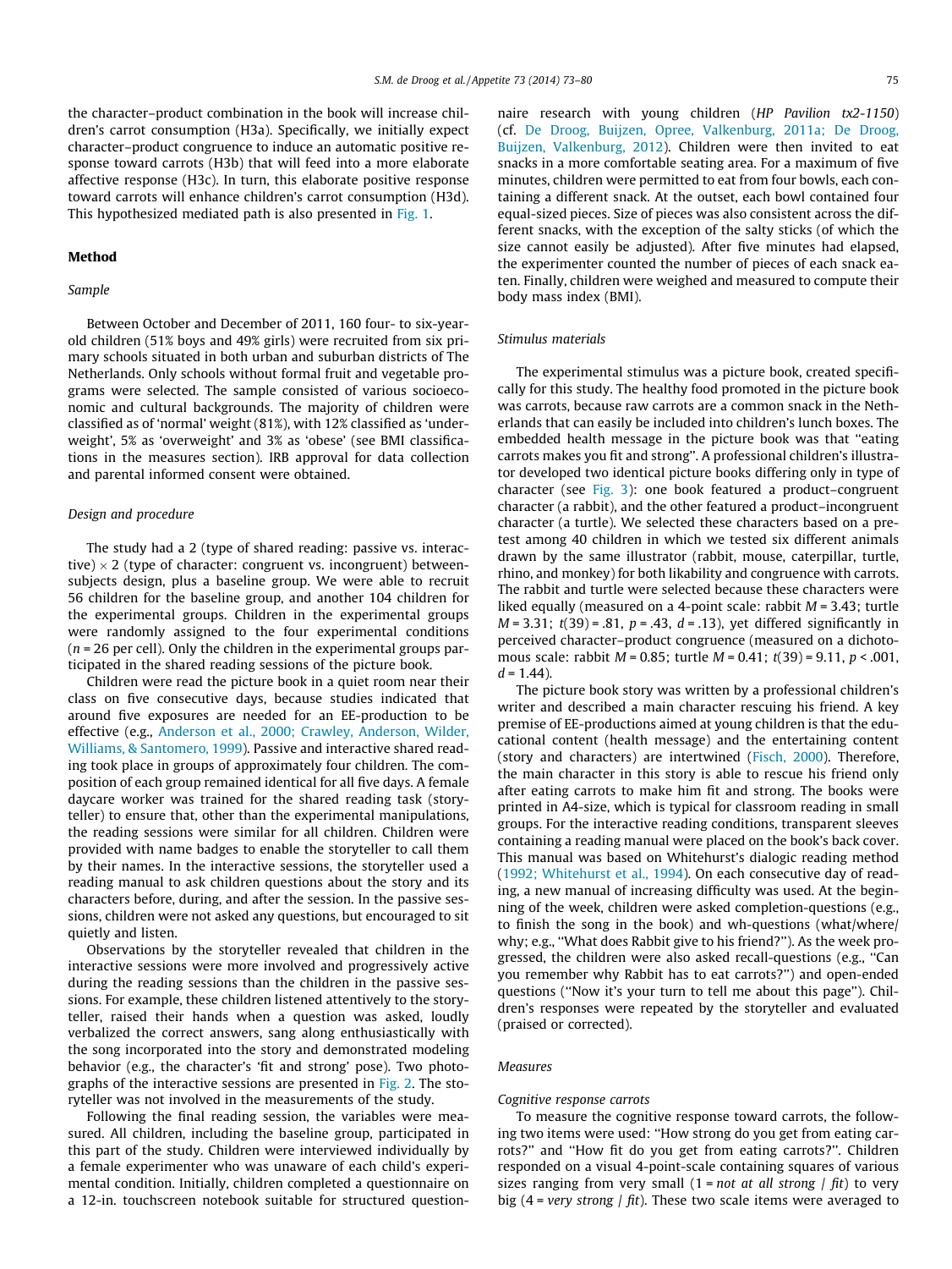the character–product combination in the book will increase children's carrot consumption (H3a). Specifically, we initially expect character–product congruence to induce an automatic positive response toward carrots (H3b) that will feed into a more elaborate affective response (H3c). In turn, this elaborate positive response toward carrots will enhance children's carrot consumption (H3d). This hypothesized mediated path is also presented in Fig. 1.

## Method

### Sample

Between October and December of 2011, 160 four- to six-year-old children (51% boys and 49% girls) were recruited from six primary schools situated in both urban and suburban districts of The Netherlands. Only schools without formal fruit and vegetable programs were selected. The sample consisted of various socioeconomic and cultural backgrounds. The majority of children were classified as of 'normal' weight (81%), with 12% classified as 'underweight', 5% as 'overweight' and 3% as 'obese' (see BMI classifications in the measures section). IRB approval for data collection and parental informed consent were obtained.

### Design and procedure

The study had a 2 (type of shared reading: passive vs. interactive) × 2 (type of character: congruent vs. incongruent) between-subjects design, plus a baseline group. We were able to recruit 56 children for the baseline group, and another 104 children for the experimental groups. Children in the experimental groups were randomly assigned to the four experimental conditions ($n$ = 26 per cell). Only the children in the experimental groups participated in the shared reading sessions of the picture book.

Children were read the picture book in a quiet room near their class on five consecutive days, because studies indicated that around five exposures are needed for an EE-production to be effective (e.g., Anderson et al., 2000; Crawley, Anderson, Wilder, Williams, & Santomero, 1999). Passive and interactive shared reading took place in groups of approximately four children. The composition of each group remained identical for all five days. A female daycare worker was trained for the shared reading task (storyteller) to ensure that, other than the experimental manipulations, the reading sessions were similar for all children. Children were provided with name badges to enable the storyteller to call them by their names. In the interactive sessions, the storyteller used a reading manual to ask children questions about the story and its characters before, during, and after the session. In the passive sessions, children were not asked any questions, but encouraged to sit quietly and listen.

Observations by the storyteller revealed that children in the interactive sessions were more involved and progressively active during the reading sessions than the children in the passive sessions. For example, these children listened attentively to the storyteller, raised their hands when a question was asked, loudly verbalized the correct answers, sang along enthusiastically with the song incorporated into the story and demonstrated modeling behavior (e.g., the character's 'fit and strong' pose). Two photographs of the interactive sessions are presented in Fig. 2. The storyteller was not involved in the measurements of the study.

Following the final reading session, the variables were measured. All children, including the baseline group, participated in this part of the study. Children were interviewed individually by a female experimenter who was unaware of each child's experimental condition. Initially, children completed a questionnaire on a 12-in. touchscreen notebook suitable for structured questionnaire research with young children (*HP Pavilion tx2-1150*) (cf. De Droog, Buijzen, Opree, Valkenburg, 2011a; De Droog, Buijzen, Valkenburg, 2012). Children were then invited to eat snacks in a more comfortable seating area. For a maximum of five minutes, children were permitted to eat from four bowls, each containing a different snack. At the outset, each bowl contained four equal-sized pieces. Size of pieces was also consistent across the different snacks, with the exception of the salty sticks (of which the size cannot easily be adjusted). After five minutes had elapsed, the experimenter counted the number of pieces of each snack eaten. Finally, children were weighed and measured to compute their body mass index (BMI).

### Stimulus materials

The experimental stimulus was a picture book, created specifically for this study. The healthy food promoted in the picture book was carrots, because raw carrots are a common snack in the Netherlands that can easily be included into children's lunch boxes. The embedded health message in the picture book was that "eating carrots makes you fit and strong". A professional children's illustrator developed two identical picture books differing only in type of character (see Fig. 3): one book featured a product–congruent character (a rabbit), and the other featured a product–incongruent character (a turtle). We selected these characters based on a pretest among 40 children in which we tested six different animals drawn by the same illustrator (rabbit, mouse, caterpillar, turtle, rhino, and monkey) for both likability and congruence with carrots. The rabbit and turtle were selected because these characters were liked equally (measured on a 4-point scale: rabbit $M$ = 3.43; turtle $M$ = 3.31; $t(39)$ = .81, $p$ = .43, $d$ = .13), yet differed significantly in perceived character–product congruence (measured on a dichotomous scale: rabbit $M$ = 0.85; turtle $M$ = 0.41; $t(39)$ = 9.11, $p$ < .001, $d$ = 1.44).

The picture book story was written by a professional children's writer and described a main character rescuing his friend. A key premise of EE-productions aimed at young children is that the educational content (health message) and the entertaining content (story and characters) are intertwined (Fisch, 2000). Therefore, the main character in this story is able to rescue his friend only after eating carrots to make him fit and strong. The books were printed in A4-size, which is typical for classroom reading in small groups. For the interactive reading conditions, transparent sleeves containing a reading manual were placed on the book's back cover. This manual was based on Whitehurst's dialogic reading method (1992; Whitehurst et al., 1994). On each consecutive day of reading, a new manual of increasing difficulty was used. At the beginning of the week, children were asked completion-questions (e.g., to finish the song in the book) and wh-questions (what/where/why; e.g., "What does Rabbit give to his friend?"). As the week progressed, the children were also asked recall-questions (e.g., "Can you remember why Rabbit has to eat carrots?") and open-ended questions ("Now it's your turn to tell me about this page"). Children's responses were repeated by the storyteller and evaluated (praised or corrected).

### Measures

#### Cognitive response carrots

To measure the cognitive response toward carrots, the following two items were used: "How strong do you get from eating carrots?" and "How fit do you get from eating carrots?". Children responded on a visual 4-point-scale containing squares of various sizes ranging from very small (1 = *not at all strong / fit*) to very big (4 = *very strong / fit*). These two scale items were averaged to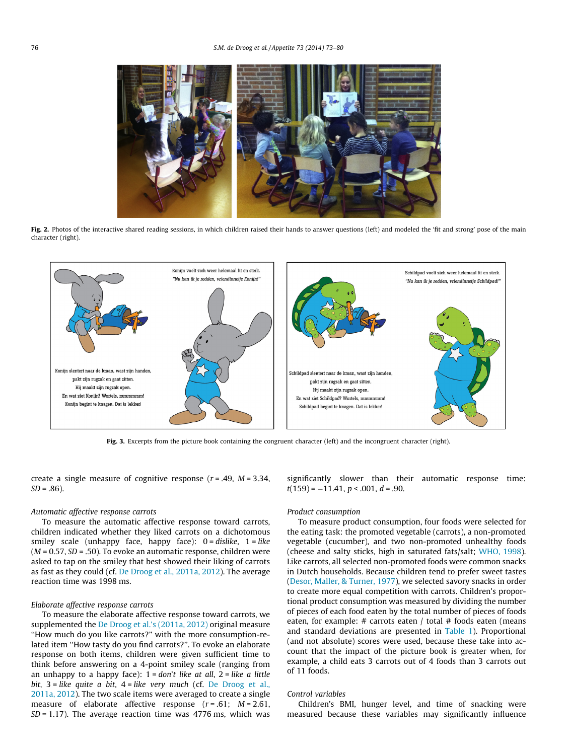Fig. 2. Photos of the interactive shared reading sessions, in which children raised their hands to answer questions (left) and modeled the 'fit and strong' pose of the main character (right).

Fig. 3. Excerpts from the picture book containing the congruent character (left) and the incongruent character (right).

create a single measure of cognitive response ($r$ = .49, $M$ = 3.34, $SD$ = .86).

*Automatic affective response carrots*

To measure the automatic affective response toward carrots, children indicated whether they liked carrots on a dichotomous smiley scale (unhappy face, happy face): 0 = *dislike*, 1 = *like* ($M$ = 0.57, $SD$ = .50). To evoke an automatic response, children were asked to tap on the smiley that best showed their liking of carrots as fast as they could (cf. De Droog et al., 2011a, 2012). The average reaction time was 1998 ms.

*Elaborate affective response carrots*

To measure the elaborate affective response toward carrots, we supplemented the De Droog et al.'s (2011a, 2012) original measure "How much do you like carrots?" with the more consumption-related item "How tasty do you find carrots?". To evoke an elaborate response on both items, children were given sufficient time to think before answering on a 4-point smiley scale (ranging from an unhappy to a happy face): 1 = *don't like at all*, 2 = *like a little bit*, 3 = *like quite a bit*, 4 = *like very much* (cf. De Droog et al., 2011a, 2012). The two scale items were averaged to create a single measure of elaborate affective response ($r$ = .61; $M$ = 2.61, $SD$ = 1.17). The average reaction time was 4776 ms, which was significantly slower than their automatic response time: $t(159) = -11.41$, $p < .001$, $d = .90$.

*Product consumption*

To measure product consumption, four foods were selected for the eating task: the promoted vegetable (carrots), a non-promoted vegetable (cucumber), and two non-promoted unhealthy foods (cheese and salty sticks, high in saturated fats/salt; WHO, 1998). Like carrots, all selected non-promoted foods were common snacks in Dutch households. Because children tend to prefer sweet tastes (Desor, Maller, & Turner, 1977), we selected savory snacks in order to create more equal competition with carrots. Children's proportional product consumption was measured by dividing the number of pieces of each food eaten by the total number of pieces of foods eaten, for example: # carrots eaten / total # foods eaten (means and standard deviations are presented in Table 1). Proportional (and not absolute) scores were used, because these take into account that the impact of the picture book is greater when, for example, a child eats 3 carrots out of 4 foods than 3 carrots out of 11 foods.

*Control variables*

Children's BMI, hunger level, and time of snacking were measured because these variables may significantly influence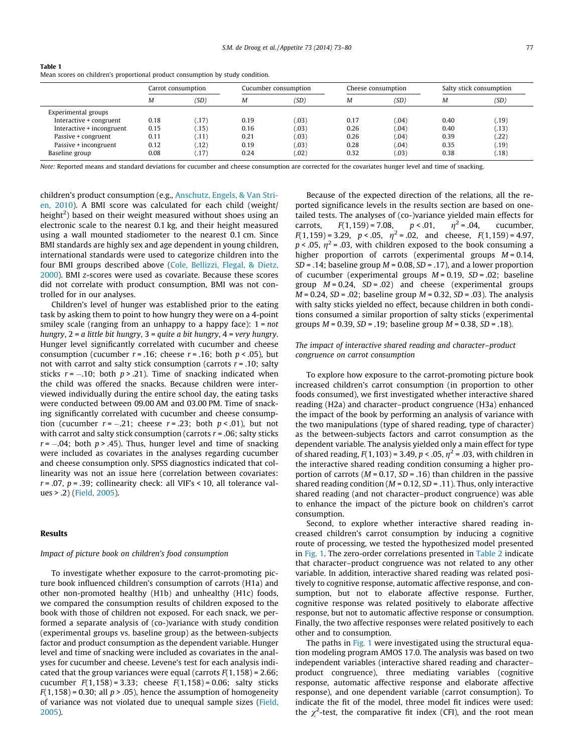**Table 1**
Mean scores on children's proportional product consumption by study condition.

| | Carrot consumption | | Cucumber consumption | | Cheese consumption | | Salty stick consumption | |
|---|---|---|---|---|---|---|---|---|
| | *M* | *(SD)* | *M* | *(SD)* | *M* | *(SD)* | *M* | *(SD)* |
| Experimental groups | | | | | | | | |
| Interactive + congruent | 0.18 | (.17) | 0.19 | (.03) | 0.17 | (.04) | 0.40 | (.19) |
| Interactive + incongruent | 0.15 | (.15) | 0.16 | (.03) | 0.26 | (.04) | 0.40 | (.13) |
| Passive + congruent | 0.11 | (.11) | 0.21 | (.03) | 0.26 | (.04) | 0.39 | (.22) |
| Passive + incongruent | 0.12 | (.12) | 0.19 | (.03) | 0.28 | (.04) | 0.35 | (.19) |
| Baseline group | 0.08 | (.17) | 0.24 | (.02) | 0.32 | (.03) | 0.38 | (.18) |

*Note:* Reported means and standard deviations for cucumber and cheese consumption are corrected for the covariates hunger level and time of snacking.

children's product consumption (e.g., Anschutz, Engels, & Van Strien, 2010). A BMI score was calculated for each child (weight/height$^2$) based on their weight measured without shoes using an electronic scale to the nearest 0.1 kg, and their height measured using a wall mounted stadiometer to the nearest 0.1 cm. Since BMI standards are highly sex and age dependent in young children, international standards were used to categorize children into the four BMI groups described above (Cole, Bellizzi, Flegal, & Dietz, 2000). BMI *z*-scores were used as covariate. Because these scores did not correlate with product consumption, BMI was not controlled for in our analyses.

Children's level of hunger was established prior to the eating task by asking them to point to how hungry they were on a 4-point smiley scale (ranging from an unhappy to a happy face): 1 = *not hungry*, 2 = *a little bit hungry*, 3 = *quite a bit hungry*, 4 = *very hungry*. Hunger level significantly correlated with cucumber and cheese consumption (cucumber $r = .16$; cheese $r = .16$; both $p < .05$), but not with carrot and salty stick consumption (carrots $r = .10$; salty sticks $r = -.10$; both $p > .21$). Time of snacking indicated when the child was offered the snacks. Because children were interviewed individually during the entire school day, the eating tasks were conducted between 09.00 AM and 03.00 PM. Time of snacking significantly correlated with cucumber and cheese consumption (cucumber $r = -.21$; cheese $r = .23$; both $p < .01$), but not with carrot and salty stick consumption (carrots $r = .06$; salty sticks $r = -.04$; both $p > .45$). Thus, hunger level and time of snacking were included as covariates in the analyses regarding cucumber and cheese consumption only. SPSS diagnostics indicated that collinearity was not an issue here (correlation between covariates: $r = .07$, $p = .39$; collinearity check: all VIF's < 10, all tolerance values > .2) (Field, 2005).

## Results

### *Impact of picture book on children's food consumption*

To investigate whether exposure to the carrot-promoting picture book influenced children's consumption of carrots (H1a) and other non-promoted healthy (H1b) and unhealthy (H1c) foods, we compared the consumption results of children exposed to the book with those of children not exposed. For each snack, we performed a separate analysis of (co-)variance with study condition (experimental groups vs. baseline group) as the between-subjects factor and product consumption as the dependent variable. Hunger level and time of snacking were included as covariates in the analyses for cucumber and cheese. Levene's test for each analysis indicated that the group variances were equal (carrots $F(1,158) = 2.66$; cucumber $F(1,158) = 3.33$; cheese $F(1,158) = 0.06$; salty sticks $F(1,158) = 0.30$; all $p > .05$), hence the assumption of homogeneity of variance was not violated due to unequal sample sizes (Field, 2005).

Because of the expected direction of the relations, all the reported significance levels in the results section are based on one-tailed tests. The analyses of (co-)variance yielded main effects for carrots, $F(1,159) = 7.08$, $p < .01$, $\eta^2 = .04$, cucumber, $F(1,159) = 3.29$, $p < .05$, $\eta^2 = .02$, and cheese, $F(1,159) = 4.97$, $p < .05$, $\eta^2 = .03$, with children exposed to the book consuming a higher proportion of carrots (experimental groups $M = 0.14$, $SD = .14$; baseline group $M = 0.08$, $SD = .17$), and a lower proportion of cucumber (experimental groups $M = 0.19$, $SD = .02$; baseline group $M = 0.24$, $SD = .02$) and cheese (experimental groups $M = 0.24$, $SD = .02$; baseline group $M = 0.32$, $SD = .03$). The analysis with salty sticks yielded no effect, because children in both conditions consumed a similar proportion of salty sticks (experimental groups $M = 0.39$, $SD = .19$; baseline group $M = 0.38$, $SD = .18$).

### *The impact of interactive shared reading and character–product congruence on carrot consumption*

To explore how exposure to the carrot-promoting picture book increased children's carrot consumption (in proportion to other foods consumed), we first investigated whether interactive shared reading (H2a) and character–product congruence (H3a) enhanced the impact of the book by performing an analysis of variance with the two manipulations (type of shared reading, type of character) as the between-subjects factors and carrot consumption as the dependent variable. The analysis yielded only a main effect for type of shared reading, $F(1,103) = 3.49$, $p < .05$, $\eta^2 = .03$, with children in the interactive shared reading condition consuming a higher proportion of carrots ($M = 0.17$, $SD = .16$) than children in the passive shared reading condition ($M = 0.12$, $SD = .11$). Thus, only interactive shared reading (and not character–product congruence) was able to enhance the impact of the picture book on children's carrot consumption.

Second, to explore whether interactive shared reading increased children's carrot consumption by inducing a cognitive route of processing, we tested the hypothesized model presented in Fig. 1. The zero-order correlations presented in Table 2 indicate that character–product congruence was not related to any other variable. In addition, interactive shared reading was related positively to cognitive response, automatic affective response, and consumption, but not to elaborate affective response. Further, cognitive response was related positively to elaborate affective response, but not to automatic affective response or consumption. Finally, the two affective responses were related positively to each other and to consumption.

The paths in Fig. 1 were investigated using the structural equation modeling program AMOS 17.0. The analysis was based on two independent variables (interactive shared reading and character–product congruence), three mediating variables (cognitive response, automatic affective response and elaborate affective response), and one dependent variable (carrot consumption). To indicate the fit of the model, three model fit indices were used: the $\chi^2$-test, the comparative fit index (CFI), and the root mean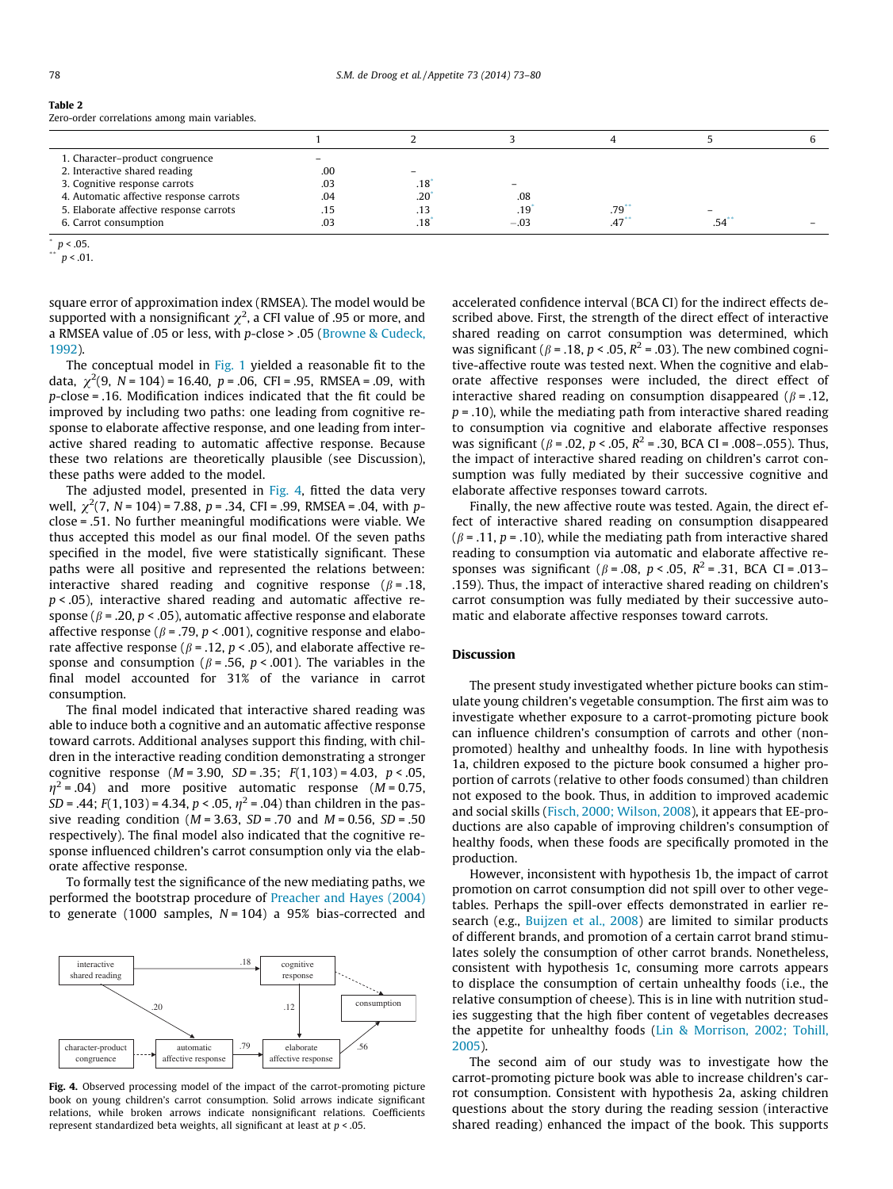**Table 2**
Zero-order correlations among main variables.

| | 1 | 2 | 3 | 4 | 5 | 6 |
|---|---|---|---|---|---|---|
| 1. Character–product congruence | – | | | | | |
| 2. Interactive shared reading | .00 | – | | | | |
| 3. Cognitive response carrots | .03 | .18* | – | | | |
| 4. Automatic affective response carrots | .04 | .20* | .08 | | | |
| 5. Elaborate affective response carrots | .15 | .13 | .19* | .79** | – | |
| 6. Carrot consumption | .03 | .18* | −.03 | .47** | .54** | – |

* $p < .05$.
** $p < .01$.

square error of approximation index (RMSEA). The model would be supported with a nonsignificant $\chi^2$, a CFI value of .95 or more, and a RMSEA value of .05 or less, with p-close > .05 (Browne & Cudeck, 1992).

The conceptual model in Fig. 1 yielded a reasonable fit to the data, $\chi^2(9, N = 104) = 16.40$, $p = .06$, CFI = .95, RMSEA = .09, with p-close = .16. Modification indices indicated that the fit could be improved by including two paths: one leading from cognitive response to elaborate affective response, and one leading from interactive shared reading to automatic affective response. Because these two relations are theoretically plausible (see Discussion), these paths were added to the model.

The adjusted model, presented in Fig. 4, fitted the data very well, $\chi^2(7, N = 104) = 7.88$, $p = .34$, CFI = .99, RMSEA = .04, with p-close = .51. No further meaningful modifications were viable. We thus accepted this model as our final model. Of the seven paths specified in the model, five were statistically significant. These paths were all positive and represented the relations between: interactive shared reading and cognitive response ($\beta = .18$, $p < .05$), interactive shared reading and automatic affective response ($\beta = .20$, $p < .05$), automatic affective response and elaborate affective response ($\beta = .79$, $p < .001$), cognitive response and elaborate affective response ($\beta = .12$, $p < .05$), and elaborate affective response and consumption ($\beta = .56$, $p < .001$). The variables in the final model accounted for 31% of the variance in carrot consumption.

The final model indicated that interactive shared reading was able to induce both a cognitive and an automatic affective response toward carrots. Additional analyses support this finding, with children in the interactive reading condition demonstrating a stronger cognitive response ($M = 3.90$, $SD = .35$; $F(1,103) = 4.03$, $p < .05$, $\eta^2 = .04$) and more positive automatic response ($M = 0.75$, $SD = .44$; $F(1,103) = 4.34$, $p < .05$, $\eta^2 = .04$) than children in the passive reading condition ($M = 3.63$, $SD = .70$ and $M = 0.56$, $SD = .50$ respectively). The final model also indicated that the cognitive response influenced children's carrot consumption only via the elaborate affective response.

To formally test the significance of the new mediating paths, we performed the bootstrap procedure of Preacher and Hayes (2004) to generate (1000 samples, $N = 104$) a 95% bias-corrected and accelerated confidence interval (BCA CI) for the indirect effects described above. First, the strength of the direct effect of interactive shared reading on carrot consumption was determined, which was significant ($\beta = .18$, $p < .05$, $R^2 = .03$). The new combined cognitive-affective route was tested next. When the cognitive and elaborate affective responses were included, the direct effect of interactive shared reading on consumption disappeared ($\beta = .12$, $p = .10$), while the mediating path from interactive shared reading to consumption via cognitive and elaborate affective responses was significant ($\beta = .02$, $p < .05$, $R^2 = .30$, BCA CI = .008–.055). Thus, the impact of interactive shared reading on children's carrot consumption was fully mediated by their successive cognitive and elaborate affective responses toward carrots.

Finally, the new affective route was tested. Again, the direct effect of interactive shared reading on consumption disappeared ($\beta = .11$, $p = .10$), while the mediating path from interactive shared reading to consumption via automatic and elaborate affective responses was significant ($\beta = .08$, $p < .05$, $R^2 = .31$, BCA CI = .013–.159). Thus, the impact of interactive shared reading on children's carrot consumption was fully mediated by their successive automatic and elaborate affective responses toward carrots.

Fig. 4. Observed processing model of the impact of the carrot-promoting picture book on young children's carrot consumption. Solid arrows indicate significant relations, while broken arrows indicate nonsignificant relations. Coefficients represent standardized beta weights, all significant at least at $p < .05$.

## Discussion

The present study investigated whether picture books can stimulate young children's vegetable consumption. The first aim was to investigate whether exposure to a carrot-promoting picture book can influence children's consumption of carrots and other (non-promoted) healthy and unhealthy foods. In line with hypothesis 1a, children exposed to the picture book consumed a higher proportion of carrots (relative to other foods consumed) than children not exposed to the book. Thus, in addition to improved academic and social skills (Fisch, 2000; Wilson, 2008), it appears that EE-productions are also capable of improving children's consumption of healthy foods, when these foods are specifically promoted in the production.

However, inconsistent with hypothesis 1b, the impact of carrot promotion on carrot consumption did not spill over to other vegetables. Perhaps the spill-over effects demonstrated in earlier research (e.g., Buijzen et al., 2008) are limited to similar products of different brands, and promotion of a certain carrot brand stimulates solely the consumption of other carrot brands. Nonetheless, consistent with hypothesis 1c, consuming more carrots appears to displace the consumption of certain unhealthy foods (i.e., the relative consumption of cheese). This is in line with nutrition studies suggesting that the high fiber content of vegetables decreases the appetite for unhealthy foods (Lin & Morrison, 2002; Tohill, 2005).

The second aim of our study was to investigate how the carrot-promoting picture book was able to increase children's carrot consumption. Consistent with hypothesis 2a, asking children questions about the story during the reading session (interactive shared reading) enhanced the impact of the book. This supports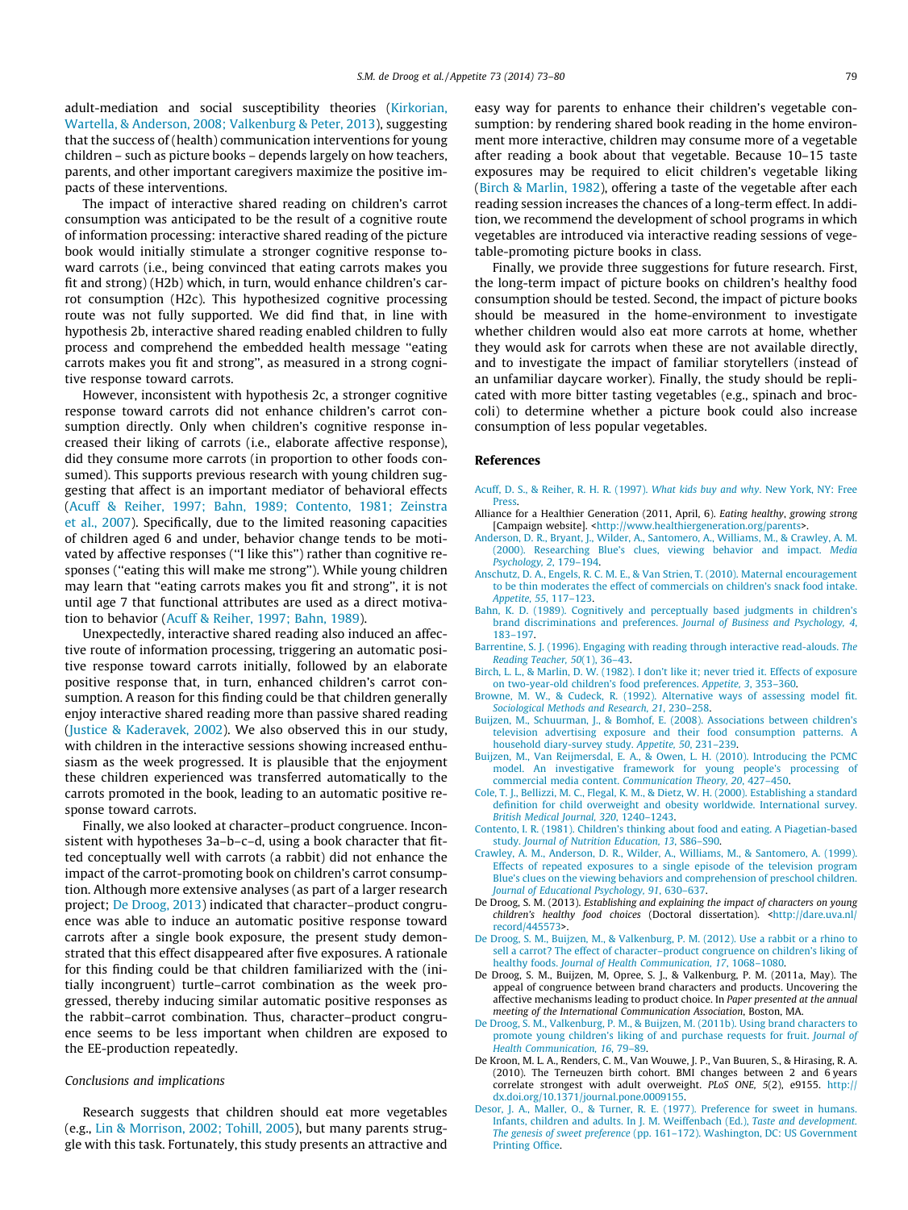adult-mediation and social susceptibility theories (Kirkorian, Wartella, & Anderson, 2008; Valkenburg & Peter, 2013), suggesting that the success of (health) communication interventions for young children – such as picture books – depends largely on how teachers, parents, and other important caregivers maximize the positive impacts of these interventions.

The impact of interactive shared reading on children's carrot consumption was anticipated to be the result of a cognitive route of information processing: interactive shared reading of the picture book would initially stimulate a stronger cognitive response toward carrots (i.e., being convinced that eating carrots makes you fit and strong) (H2b) which, in turn, would enhance children's carrot consumption (H2c). This hypothesized cognitive processing route was not fully supported. We did find that, in line with hypothesis 2b, interactive shared reading enabled children to fully process and comprehend the embedded health message "eating carrots makes you fit and strong", as measured in a strong cognitive response toward carrots.

However, inconsistent with hypothesis 2c, a stronger cognitive response toward carrots did not enhance children's carrot consumption directly. Only when children's cognitive response increased their liking of carrots (i.e., elaborate affective response), did they consume more carrots (in proportion to other foods consumed). This supports previous research with young children suggesting that affect is an important mediator of behavioral effects (Acuff & Reiher, 1997; Bahn, 1989; Contento, 1981; Zeinstra et al., 2007). Specifically, due to the limited reasoning capacities of children aged 6 and under, behavior change tends to be motivated by affective responses ("I like this") rather than cognitive responses ("eating this will make me strong"). While young children may learn that "eating carrots makes you fit and strong", it is not until age 7 that functional attributes are used as a direct motivation to behavior (Acuff & Reiher, 1997; Bahn, 1989).

Unexpectedly, interactive shared reading also induced an affective route of information processing, triggering an automatic positive response toward carrots initially, followed by an elaborate positive response that, in turn, enhanced children's carrot consumption. A reason for this finding could be that children generally enjoy interactive shared reading more than passive shared reading (Justice & Kaderavek, 2002). We also observed this in our study, with children in the interactive sessions showing increased enthusiasm as the week progressed. It is plausible that the enjoyment these children experienced was transferred automatically to the carrots promoted in the book, leading to an automatic positive response toward carrots.

Finally, we also looked at character–product congruence. Inconsistent with hypotheses 3a–b–c–d, using a book character that fitted conceptually well with carrots (a rabbit) did not enhance the impact of the carrot-promoting book on children's carrot consumption. Although more extensive analyses (as part of a larger research project; De Droog, 2013) indicated that character–product congruence was able to induce an automatic positive response toward carrots after a single book exposure, the present study demonstrated that this effect disappeared after five exposures. A rationale for this finding could be that children familiarized with the (initially incongruent) turtle–carrot combination as the week progressed, thereby inducing similar automatic positive responses as the rabbit–carrot combination. Thus, character–product congruence seems to be less important when children are exposed to the EE-production repeatedly.

### Conclusions and implications

Research suggests that children should eat more vegetables (e.g., Lin & Morrison, 2002; Tohill, 2005), but many parents struggle with this task. Fortunately, this study presents an attractive and easy way for parents to enhance their children's vegetable consumption: by rendering shared book reading in the home environment more interactive, children may consume more of a vegetable after reading a book about that vegetable. Because 10–15 taste exposures may be required to elicit children's vegetable liking (Birch & Marlin, 1982), offering a taste of the vegetable after each reading session increases the chances of a long-term effect. In addition, we recommend the development of school programs in which vegetables are introduced via interactive reading sessions of vegetable-promoting picture books in class.

Finally, we provide three suggestions for future research. First, the long-term impact of picture books on children's healthy food consumption should be tested. Second, the impact of picture books should be measured in the home-environment to investigate whether children would also eat more carrots at home, whether they would ask for carrots when these are not available directly, and to investigate the impact of familiar storytellers (instead of an unfamiliar daycare worker). Finally, the study should be replicated with more bitter tasting vegetables (e.g., spinach and broccoli) to determine whether a picture book could also increase consumption of less popular vegetables.

## References

Acuff, D. S., & Reiher, R. H. R. (1997). *What kids buy and why*. New York, NY: Free Press.

Alliance for a Healthier Generation (2011, April, 6). *Eating healthy, growing strong* [Campaign website]. <http://www.healthiergeneration.org/parents>.

Anderson, D. R., Bryant, J., Wilder, A., Santomero, A., Williams, M., & Crawley, A. M. (2000). Researching Blue's clues, viewing behavior and impact. *Media Psychology, 2*, 179–194.

Anschutz, D. A., Engels, R. C. M. E., & Van Strien, T. (2010). Maternal encouragement to be thin moderates the effect of commercials on children's snack food intake. *Appetite, 55*, 117–123.

Bahn, K. D. (1989). Cognitively and perceptually based judgments in children's brand discriminations and preferences. *Journal of Business and Psychology, 4*, 183–197.

Barrentine, S. J. (1996). Engaging with reading through interactive read-alouds. *The Reading Teacher, 50*(1), 36–43.

Birch, L. L., & Marlin, D. W. (1982). I don't like it; never tried it. Effects of exposure on two-year-old children's food preferences. *Appetite, 3*, 353–360.

Browne, M. W., & Cudeck, R. (1992). Alternative ways of assessing model fit. *Sociological Methods and Research, 21*, 230–258.

Buijzen, M., Schuurman, J., & Bomhof, E. (2008). Associations between children's television advertising exposure and their food consumption patterns. A household diary-survey study. *Appetite, 50*, 231–239.

Buijzen, M., Van Reijmersdal, E. A., & Owen, L. H. (2010). Introducing the PCMC model. An investigative framework for young people's processing of commercial media content. *Communication Theory, 20*, 427–450.

Cole, T. J., Bellizzi, M. C., Flegal, K. M., & Dietz, W. H. (2000). Establishing a standard definition for child overweight and obesity worldwide. International survey. *British Medical Journal, 320*, 1240–1243.

Contento, I. R. (1981). Children's thinking about food and eating. A Piagetian-based study. *Journal of Nutrition Education, 13*, S86–S90.

Crawley, A. M., Anderson, D. R., Wilder, A., Williams, M., & Santomero, A. (1999). Effects of repeated exposures to a single episode of the television program Blue's clues on the viewing behaviors and comprehension of preschool children. *Journal of Educational Psychology, 91*, 630–637.

De Droog, S. M. (2013). *Establishing and explaining the impact of characters on young children's healthy food choices* (Doctoral dissertation). <http://dare.uva.nl/record/445573>.

De Droog, S. M., Buijzen, M., & Valkenburg, P. M. (2012). Use a rabbit or a rhino to sell a carrot? The effect of character–product congruence on children's liking of healthy foods. *Journal of Health Communication, 17*, 1068–1080.

De Droog, S. M., Buijzen, M, Opree, S. J., & Valkenburg, P. M. (2011a, May). The appeal of congruence between brand characters and products. Uncovering the affective mechanisms leading to product choice. In *Paper presented at the annual meeting of the International Communication Association*, Boston, MA.

De Droog, S. M., Valkenburg, P. M., & Buijzen, M. (2011b). Using brand characters to promote young children's liking of and purchase requests for fruit. *Journal of Health Communication, 16*, 79–89.

De Kroon, M. L. A., Renders, C. M., Van Wouwe, J. P., Van Buuren, S., & Hirasing, R. A. (2010). The Terneuzen birth cohort. BMI changes between 2 and 6 years correlate strongest with adult overweight. *PLoS ONE, 5*(2), e9155. http://dx.doi.org/10.1371/journal.pone.0009155.

Desor, J. A., Maller, O., & Turner, R. E. (1977). Preference for sweet in humans. Infants, children and adults. In J. M. Weiffenbach (Ed.), *Taste and development. The genesis of sweet preference* (pp. 161–172). Washington, DC: US Government Printing Office.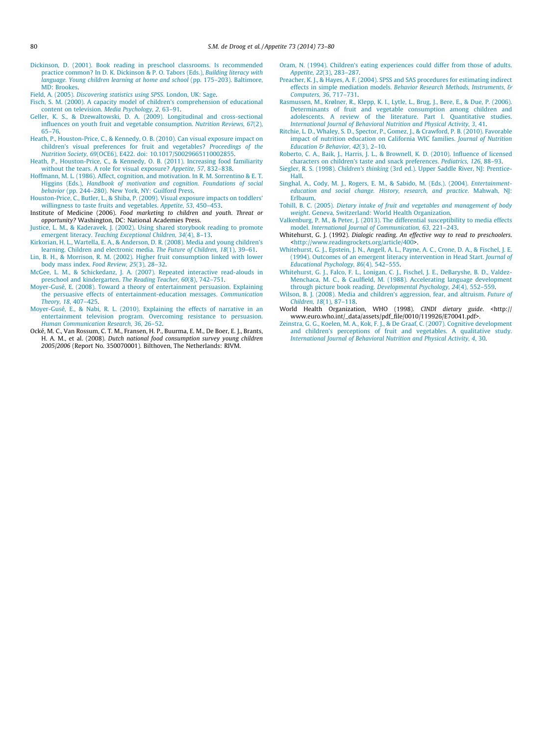Dickinson, D. (2001). Book reading in preschool classrooms. Is recommended practice common? In D. K. Dickinson & P. O. Tabors (Eds.), *Building literacy with language. Young children learning at home and school* (pp. 175–203). Baltimore, MD: Brookes.

Field, A. (2005). *Discovering statistics using SPSS*. London, UK: Sage.

Fisch, S. M. (2000). A capacity model of children's comprehension of educational content on television. *Media Psychology, 2*, 63–91.

Geller, K. S., & Dzewaltowski, D. A. (2009). Longitudinal and cross-sectional influences on youth fruit and vegetable consumption. *Nutrition Reviews, 67*(2), 65–76.

Heath, P., Houston-Price, C., & Kennedy, O. B. (2010). Can visual exposure impact on children's visual preferences for fruit and vegetables? *Proceedings of the Nutrition Society, 69*(OCE6), E422. doi: 10.1017/S0029665110002855.

Heath, P., Houston-Price, C., & Kennedy, O. B. (2011). Increasing food familiarity without the tears. A role for visual exposure? *Appetite, 57*, 832–838.

Hoffmann, M. L. (1986). Affect, cognition, and motivation. In R. M. Sorrentino & E. T. Higgins (Eds.), *Handbook of motivation and cognition. Foundations of social behavior* (pp. 244–280). New York, NY: Guilford Press.

Houston-Price, C., Butler, L., & Shiba, P. (2009). Visual exposure impacts on toddlers' willingness to taste fruits and vegetables. *Appetite, 53*, 450–453.

Institute of Medicine (2006). *Food marketing to children and youth. Threat or opportunity?* Washington, DC: National Academies Press.

Justice, L. M., & Kaderavek, J. (2002). Using shared storybook reading to promote emergent literacy. *Teaching Exceptional Children, 34*(4), 8–13.

Kirkorian, H. L., Wartella, E. A., & Anderson, D. R. (2008). Media and young children's learning. Children and electronic media. *The Future of Children, 18*(1), 39–61.

Lin, B. H., & Morrison, R. M. (2002). Higher fruit consumption linked with lower body mass index. *Food Review, 25*(3), 28–32.

McGee, L. M., & Schickedanz, J. A. (2007). Repeated interactive read-alouds in preschool and kindergarten. *The Reading Teacher, 60*(8), 742–751.

Moyer-Gusé, E. (2008). Toward a theory of entertainment persuasion. Explaining the persuasive effects of entertainment-education messages. *Communication Theory, 18*, 407–425.

Moyer-Gusé, E., & Nabi, R. L. (2010). Explaining the effects of narrative in an entertainment television program. Overcoming resistance to persuasion. *Human Communication Research, 36*, 26–52.

Ocké, M. C., Van Rossum, C. T. M., Fransen, H. P., Buurma, E. M., De Boer, E. J., Brants, H. A. M., et al. (2008). *Dutch national food consumption survey young children 2005/2006* (Report No. 350070001). Bilthoven, The Netherlands: RIVM.

Oram, N. (1994). Children's eating experiences could differ from those of adults. *Appetite, 22*(3), 283–287.

Preacher, K. J., & Hayes, A. F. (2004). SPSS and SAS procedures for estimating indirect effects in simple mediation models. *Behavior Research Methods, Instruments, & Computers, 36*, 717–731.

Rasmussen, M., Krølner, R., Klepp, K. I., Lytle, L., Brug, J., Bere, E., & Due, P. (2006). Determinants of fruit and vegetable consumption among children and adolescents. A review of the literature. Part I. Quantitative studies. *International Journal of Behavioral Nutrition and Physical Activity, 3*, 41.

Ritchie, L. D., Whaley, S. D., Spector, P., Gomez, J., & Crawford, P. B. (2010). Favorable impact of nutrition education on California WIC families. *Journal of Nutrition Education & Behavior, 42*(3), 2–10.

Roberto, C. A., Baik, J., Harris, J. L., & Brownell, K. D. (2010). Influence of licensed characters on children's taste and snack preferences. *Pediatrics, 126*, 88–93.

Siegler, R. S. (1998). *Children's thinking* (3rd ed.). Upper Saddle River, NJ: Prentice-Hall.

Singhal, A., Cody, M. J., Rogers, E. M., & Sabido, M. (Eds.). (2004). *Entertainment-education and social change. History, research, and practice*. Mahwah, NJ: Erlbaum.

Tohill, B. C. (2005). *Dietary intake of fruit and vegetables and management of body weight*. Geneva, Switzerland: World Health Organization.

Valkenburg, P. M., & Peter, J. (2013). The differential susceptibility to media effects model. *International Journal of Communication, 63*, 221–243.

Whitehurst, G. J. (1992). *Dialogic reading. An effective way to read to preschoolers*. <http://www.readingrockets.org/article/400>.

Whitehurst, G. J., Epstein, J. N., Angell, A. L., Payne, A. C., Crone, D. A., & Fischel, J. E. (1994). Outcomes of an emergent literacy intervention in Head Start. *Journal of Educational Psychology, 86*(4), 542–555.

Whitehurst, G. J., Falco, F. L., Lonigan, C. J., Fischel, J. E., DeBaryshe, B. D., Valdez-Menchaca, M. C., & Caulfield, M. (1988). Accelerating language development through picture book reading. *Developmental Psychology, 24*(4), 552–559.

Wilson, B. J. (2008). Media and children's aggression, fear, and altruism. *Future of Children, 18*(1), 87–118.

World Health Organization, WHO (1998). *CINDI dietary guide*. <http://www.euro.who.int/_data/assets/pdf_file/0010/119926/E70041.pdf>.

Zeinstra, G. G., Koelen, M. A., Kok, F. J., & De Graaf, C. (2007). Cognitive development and children's perceptions of fruit and vegetables. A qualitative study. *International Journal of Behavioral Nutrition and Physical Activity, 4*, 30.